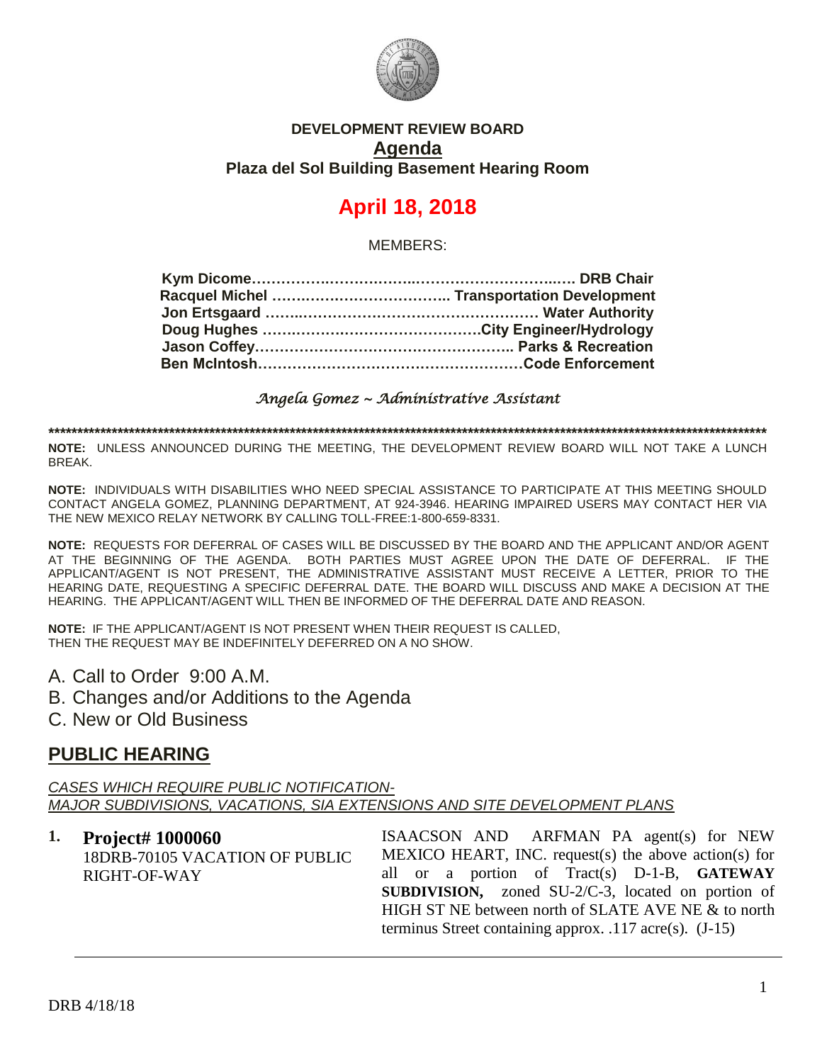**DEVELOPMENT REVIEW BOARD**

**Agenda**

**Plaza del Sol Building Basement Hearing Room**

# April 18, 2018

MEMBERS:

**Kym Dicome……………………………………………………. DRB Chair**
**Racquel Michel ……………………………….. Transportation Development**
**Jon Ertsgaard …………………………………………… Water Authority**
**Doug Hughes ………………………………………City Engineer/Hydrology**
**Jason Coffey…………………………………………….. Parks & Recreation**
**Ben McIntosh………………………………………………Code Enforcement**

*Angela Gomez ~ Administrative Assistant*

**************************************************************************************************************************************

**NOTE:** UNLESS ANNOUNCED DURING THE MEETING, THE DEVELOPMENT REVIEW BOARD WILL NOT TAKE A LUNCH BREAK.

**NOTE:** INDIVIDUALS WITH DISABILITIES WHO NEED SPECIAL ASSISTANCE TO PARTICIPATE AT THIS MEETING SHOULD CONTACT ANGELA GOMEZ, PLANNING DEPARTMENT, AT 924-3946. HEARING IMPAIRED USERS MAY CONTACT HER VIA THE NEW MEXICO RELAY NETWORK BY CALLING TOLL-FREE:1-800-659-8331.

**NOTE:** REQUESTS FOR DEFERRAL OF CASES WILL BE DISCUSSED BY THE BOARD AND THE APPLICANT AND/OR AGENT AT THE BEGINNING OF THE AGENDA. BOTH PARTIES MUST AGREE UPON THE DATE OF DEFERRAL. IF THE APPLICANT/AGENT IS NOT PRESENT, THE ADMINISTRATIVE ASSISTANT MUST RECEIVE A LETTER, PRIOR TO THE HEARING DATE, REQUESTING A SPECIFIC DEFERRAL DATE. THE BOARD WILL DISCUSS AND MAKE A DECISION AT THE HEARING. THE APPLICANT/AGENT WILL THEN BE INFORMED OF THE DEFERRAL DATE AND REASON.

**NOTE:** IF THE APPLICANT/AGENT IS NOT PRESENT WHEN THEIR REQUEST IS CALLED, THEN THE REQUEST MAY BE INDEFINITELY DEFERRED ON A NO SHOW.

A. Call to Order 9:00 A.M.
B. Changes and/or Additions to the Agenda
C. New or Old Business

## PUBLIC HEARING

*CASES WHICH REQUIRE PUBLIC NOTIFICATION-*
*MAJOR SUBDIVISIONS, VACATIONS, SIA EXTENSIONS AND SITE DEVELOPMENT PLANS*

1. **Project# 1000060**
18DRB-70105 VACATION OF PUBLIC RIGHT-OF-WAY

ISAACSON AND ARFMAN PA agent(s) for NEW MEXICO HEART, INC. request(s) the above action(s) for all or a portion of Tract(s) D-1-B, **GATEWAY SUBDIVISION,** zoned SU-2/C-3, located on portion of HIGH ST NE between north of SLATE AVE NE & to north terminus Street containing approx. .117 acre(s). (J-15)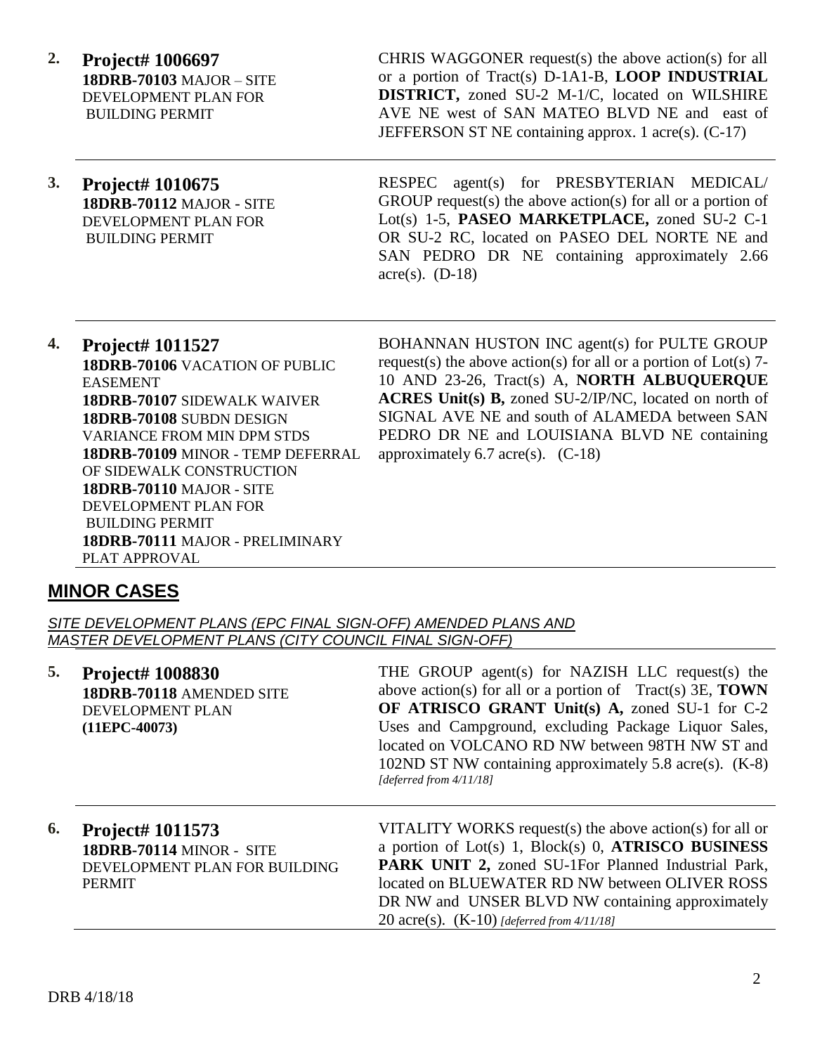**2.** **Project# 1006697**
**18DRB-70103** MAJOR – SITE DEVELOPMENT PLAN FOR BUILDING PERMIT

CHRIS WAGGONER request(s) the above action(s) for all or a portion of Tract(s) D-1A1-B, **LOOP INDUSTRIAL DISTRICT,** zoned SU-2 M-1/C, located on WILSHIRE AVE NE west of SAN MATEO BLVD NE and east of JEFFERSON ST NE containing approx. 1 acre(s). (C-17)

---

**3.** **Project# 1010675**
**18DRB-70112** MAJOR - SITE DEVELOPMENT PLAN FOR BUILDING PERMIT

RESPEC agent(s) for PRESBYTERIAN MEDICAL/ GROUP request(s) the above action(s) for all or a portion of Lot(s) 1-5, **PASEO MARKETPLACE,** zoned SU-2 C-1 OR SU-2 RC, located on PASEO DEL NORTE NE and SAN PEDRO DR NE containing approximately 2.66 acre(s). (D-18)

---

**4.** **Project# 1011527**
**18DRB-70106** VACATION OF PUBLIC EASEMENT
**18DRB-70107** SIDEWALK WAIVER
**18DRB-70108** SUBDN DESIGN VARIANCE FROM MIN DPM STDS
**18DRB-70109** MINOR - TEMP DEFERRAL OF SIDEWALK CONSTRUCTION
**18DRB-70110** MAJOR - SITE DEVELOPMENT PLAN FOR BUILDING PERMIT
**18DRB-70111** MAJOR - PRELIMINARY PLAT APPROVAL

BOHANNAN HUSTON INC agent(s) for PULTE GROUP request(s) the above action(s) for all or a portion of Lot(s) 7-10 AND 23-26, Tract(s) A, **NORTH ALBUQUERQUE ACRES Unit(s) B,** zoned SU-2/IP/NC, located on north of SIGNAL AVE NE and south of ALAMEDA between SAN PEDRO DR NE and LOUISIANA BLVD NE containing approximately 6.7 acre(s). (C-18)

---

## MINOR CASES

*SITE DEVELOPMENT PLANS (EPC FINAL SIGN-OFF) AMENDED PLANS AND MASTER DEVELOPMENT PLANS (CITY COUNCIL FINAL SIGN-OFF)*

**5.** **Project# 1008830**
**18DRB-70118** AMENDED SITE DEVELOPMENT PLAN
**(11EPC-40073)**

THE GROUP agent(s) for NAZISH LLC request(s) the above action(s) for all or a portion of Tract(s) 3E, **TOWN OF ATRISCO GRANT Unit(s) A,** zoned SU-1 for C-2 Uses and Campground, excluding Package Liquor Sales, located on VOLCANO RD NW between 98TH NW ST and 102ND ST NW containing approximately 5.8 acre(s). (K-8) *[deferred from 4/11/18]*

---

**6.** **Project# 1011573**
**18DRB-70114** MINOR - SITE DEVELOPMENT PLAN FOR BUILDING PERMIT

VITALITY WORKS request(s) the above action(s) for all or a portion of Lot(s) 1, Block(s) 0, **ATRISCO BUSINESS PARK UNIT 2,** zoned SU-1For Planned Industrial Park, located on BLUEWATER RD NW between OLIVER ROSS DR NW and UNSER BLVD NW containing approximately 20 acre(s). (K-10) *[deferred from 4/11/18]*

DRB 4/18/18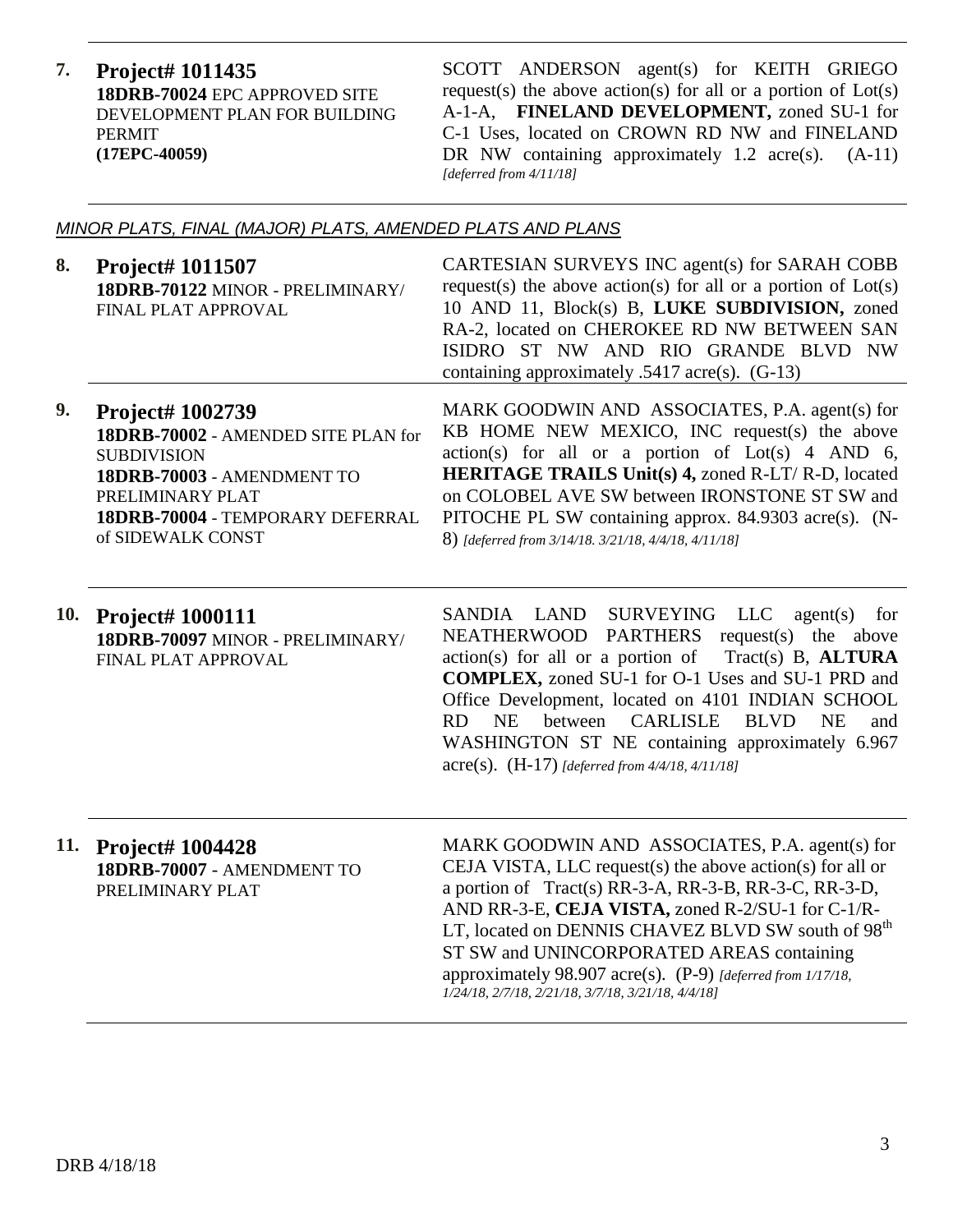**7. Project# 1011435**
**18DRB-70024** EPC APPROVED SITE DEVELOPMENT PLAN FOR BUILDING PERMIT
**(17EPC-40059)**

SCOTT ANDERSON agent(s) for KEITH GRIEGO request(s) the above action(s) for all or a portion of Lot(s) A-1-A, **FINELAND DEVELOPMENT,** zoned SU-1 for C-1 Uses, located on CROWN RD NW and FINELAND DR NW containing approximately 1.2 acre(s). (A-11) *[deferred from 4/11/18]*

---

*MINOR PLATS, FINAL (MAJOR) PLATS, AMENDED PLATS AND PLANS*

**8. Project# 1011507**
**18DRB-70122** MINOR - PRELIMINARY/ FINAL PLAT APPROVAL

CARTESIAN SURVEYS INC agent(s) for SARAH COBB request(s) the above action(s) for all or a portion of Lot(s) 10 AND 11, Block(s) B, **LUKE SUBDIVISION,** zoned RA-2, located on CHEROKEE RD NW BETWEEN SAN ISIDRO ST NW AND RIO GRANDE BLVD NW containing approximately .5417 acre(s). (G-13)

---

**9. Project# 1002739**
**18DRB-70002** - AMENDED SITE PLAN for SUBDIVISION
**18DRB-70003** - AMENDMENT TO PRELIMINARY PLAT
**18DRB-70004** - TEMPORARY DEFERRAL of SIDEWALK CONST

MARK GOODWIN AND ASSOCIATES, P.A. agent(s) for KB HOME NEW MEXICO, INC request(s) the above action(s) for all or a portion of Lot(s) 4 AND 6, **HERITAGE TRAILS Unit(s) 4,** zoned R-LT/ R-D, located on COLOBEL AVE SW between IRONSTONE ST SW and PITOCHE PL SW containing approx. 84.9303 acre(s). (N-8) *[deferred from 3/14/18. 3/21/18, 4/4/18, 4/11/18]*

---

**10. Project# 1000111**
**18DRB-70097** MINOR - PRELIMINARY/ FINAL PLAT APPROVAL

SANDIA LAND SURVEYING LLC agent(s) for NEATHERWOOD PARTHERS request(s) the above action(s) for all or a portion of Tract(s) B, **ALTURA COMPLEX,** zoned SU-1 for O-1 Uses and SU-1 PRD and Office Development, located on 4101 INDIAN SCHOOL RD NE between CARLISLE BLVD NE and WASHINGTON ST NE containing approximately 6.967 acre(s). (H-17) *[deferred from 4/4/18, 4/11/18]*

---

**11. Project# 1004428**
**18DRB-70007** - AMENDMENT TO PRELIMINARY PLAT

MARK GOODWIN AND ASSOCIATES, P.A. agent(s) for CEJA VISTA, LLC request(s) the above action(s) for all or a portion of Tract(s) RR-3-A, RR-3-B, RR-3-C, RR-3-D, AND RR-3-E, **CEJA VISTA,** zoned R-2/SU-1 for C-1/R-LT, located on DENNIS CHAVEZ BLVD SW south of 98th ST SW and UNINCORPORATED AREAS containing approximately 98.907 acre(s). (P-9) *[deferred from 1/17/18, 1/24/18, 2/7/18, 2/21/18, 3/7/18, 3/21/18, 4/4/18]*

---

DRB 4/18/18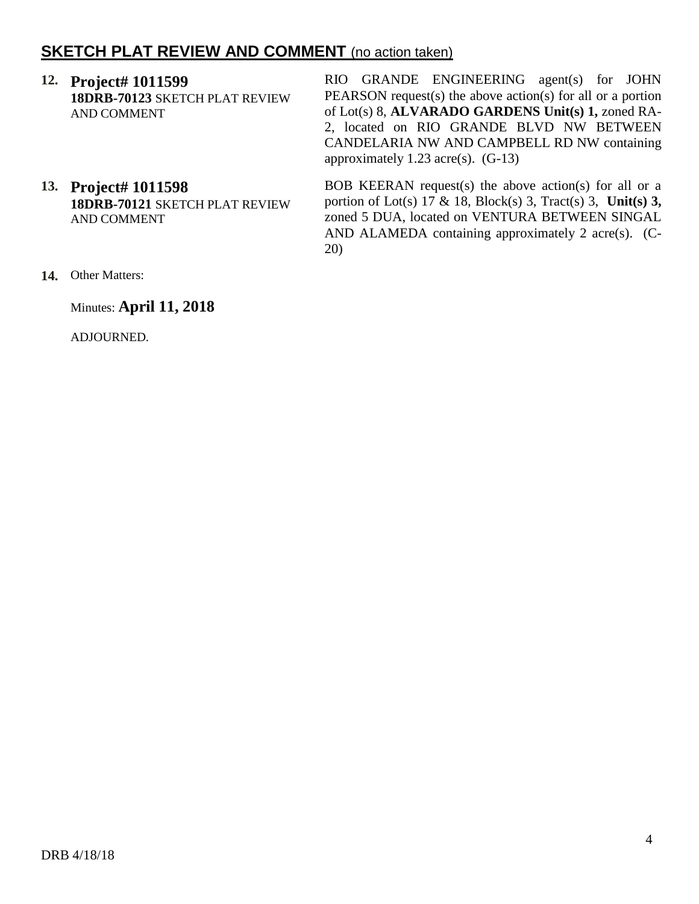## **SKETCH PLAT REVIEW AND COMMENT** (no action taken)

**12. Project# 1011599**
**18DRB-70123** SKETCH PLAT REVIEW AND COMMENT

RIO GRANDE ENGINEERING agent(s) for JOHN PEARSON request(s) the above action(s) for all or a portion of Lot(s) 8, **ALVARADO GARDENS Unit(s) 1,** zoned RA-2, located on RIO GRANDE BLVD NW BETWEEN CANDELARIA NW AND CAMPBELL RD NW containing approximately 1.23 acre(s). (G-13)

**13. Project# 1011598**
**18DRB-70121** SKETCH PLAT REVIEW AND COMMENT

BOB KEERAN request(s) the above action(s) for all or a portion of Lot(s) 17 & 18, Block(s) 3, Tract(s) 3, **Unit(s) 3,** zoned 5 DUA, located on VENTURA BETWEEN SINGAL AND ALAMEDA containing approximately 2 acre(s). (C-20)

**14.** Other Matters:

Minutes: **April 11, 2018**

ADJOURNED.